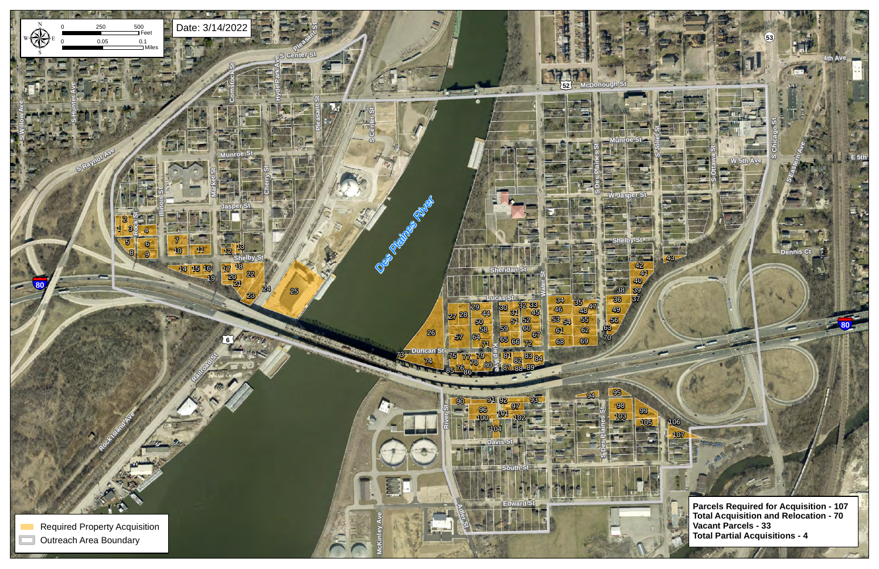Date: 3/14/2022

Required Property Acquisition

Outreach Area Boundary

**Parcels Required for Acquisition - 107**
**Total Acquisition and Relocation - 70**
**Vacant Parcels - 33**
**Total Partial Acquisitions - 4**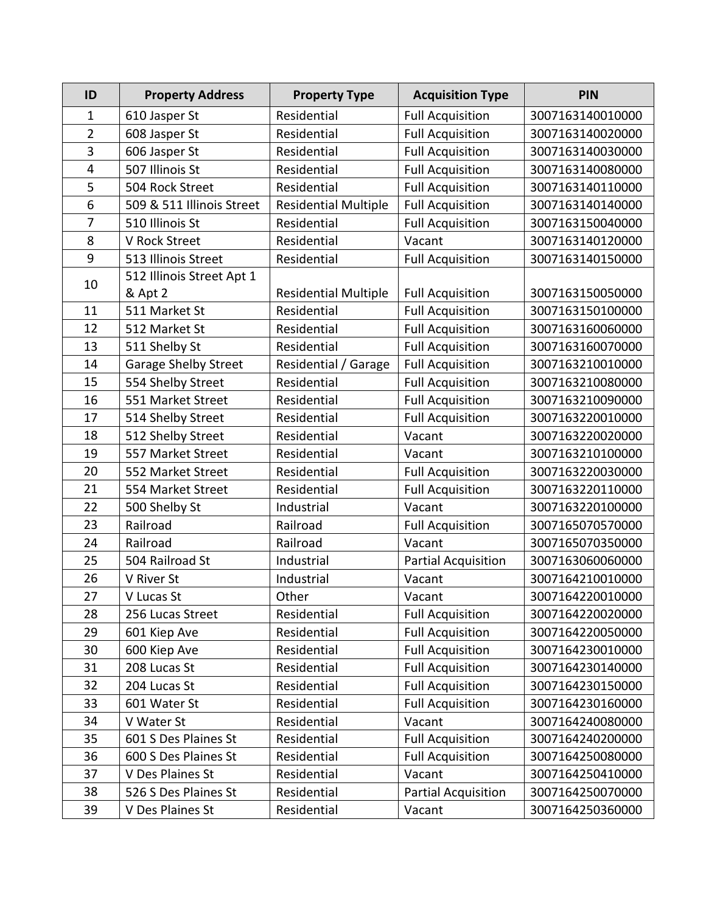| ID | Property Address | Property Type | Acquisition Type | PIN |
|---|---|---|---|---|
| 1 | 610 Jasper St | Residential | Full Acquisition | 3007163140010000 |
| 2 | 608 Jasper St | Residential | Full Acquisition | 3007163140020000 |
| 3 | 606 Jasper St | Residential | Full Acquisition | 3007163140030000 |
| 4 | 507 Illinois St | Residential | Full Acquisition | 3007163140080000 |
| 5 | 504 Rock Street | Residential | Full Acquisition | 3007163140110000 |
| 6 | 509 & 511 Illinois Street | Residential Multiple | Full Acquisition | 3007163140140000 |
| 7 | 510 Illinois St | Residential | Full Acquisition | 3007163150040000 |
| 8 | V Rock Street | Residential | Vacant | 3007163140120000 |
| 9 | 513 Illinois Street | Residential | Full Acquisition | 3007163140150000 |
| 10 | 512 Illinois Street Apt 1 & Apt 2 | Residential Multiple | Full Acquisition | 3007163150050000 |
| 11 | 511 Market St | Residential | Full Acquisition | 3007163150100000 |
| 12 | 512 Market St | Residential | Full Acquisition | 3007163160060000 |
| 13 | 511 Shelby St | Residential | Full Acquisition | 3007163160070000 |
| 14 | Garage Shelby Street | Residential / Garage | Full Acquisition | 3007163210010000 |
| 15 | 554 Shelby Street | Residential | Full Acquisition | 3007163210080000 |
| 16 | 551 Market Street | Residential | Full Acquisition | 3007163210090000 |
| 17 | 514 Shelby Street | Residential | Full Acquisition | 3007163220010000 |
| 18 | 512 Shelby Street | Residential | Vacant | 3007163220020000 |
| 19 | 557 Market Street | Residential | Vacant | 3007163210100000 |
| 20 | 552 Market Street | Residential | Full Acquisition | 3007163220030000 |
| 21 | 554 Market Street | Residential | Full Acquisition | 3007163220110000 |
| 22 | 500 Shelby St | Industrial | Vacant | 3007163220100000 |
| 23 | Railroad | Railroad | Full Acquisition | 3007165070570000 |
| 24 | Railroad | Railroad | Vacant | 3007165070350000 |
| 25 | 504 Railroad St | Industrial | Partial Acquisition | 3007163060060000 |
| 26 | V River St | Industrial | Vacant | 3007164210010000 |
| 27 | V Lucas St | Other | Vacant | 3007164220010000 |
| 28 | 256 Lucas Street | Residential | Full Acquisition | 3007164220020000 |
| 29 | 601 Kiep Ave | Residential | Full Acquisition | 3007164220050000 |
| 30 | 600 Kiep Ave | Residential | Full Acquisition | 3007164230010000 |
| 31 | 208 Lucas St | Residential | Full Acquisition | 3007164230140000 |
| 32 | 204 Lucas St | Residential | Full Acquisition | 3007164230150000 |
| 33 | 601 Water St | Residential | Full Acquisition | 3007164230160000 |
| 34 | V Water St | Residential | Vacant | 3007164240080000 |
| 35 | 601 S Des Plaines St | Residential | Full Acquisition | 3007164240200000 |
| 36 | 600 S Des Plaines St | Residential | Full Acquisition | 3007164250080000 |
| 37 | V Des Plaines St | Residential | Vacant | 3007164250410000 |
| 38 | 526 S Des Plaines St | Residential | Partial Acquisition | 3007164250070000 |
| 39 | V Des Plaines St | Residential | Vacant | 3007164250360000 |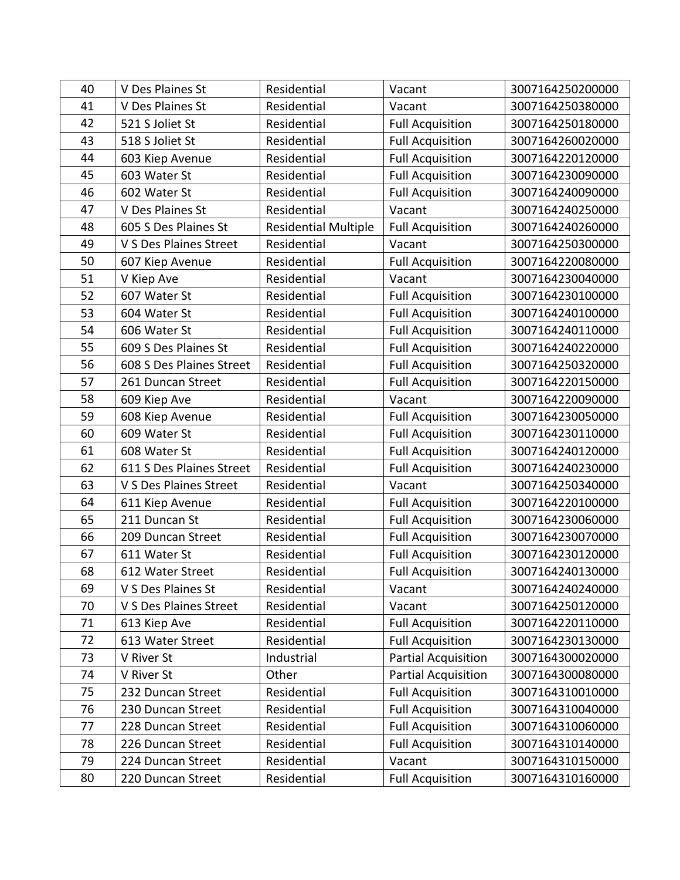| 40 | V Des Plaines St | Residential | Vacant | 3007164250200000 |
|---|---|---|---|---|
| 41 | V Des Plaines St | Residential | Vacant | 3007164250380000 |
| 42 | 521 S Joliet St | Residential | Full Acquisition | 3007164250180000 |
| 43 | 518 S Joliet St | Residential | Full Acquisition | 3007164260020000 |
| 44 | 603 Kiep Avenue | Residential | Full Acquisition | 3007164220120000 |
| 45 | 603 Water St | Residential | Full Acquisition | 3007164230090000 |
| 46 | 602 Water St | Residential | Full Acquisition | 3007164240090000 |
| 47 | V Des Plaines St | Residential | Vacant | 3007164240250000 |
| 48 | 605 S Des Plaines St | Residential Multiple | Full Acquisition | 3007164240260000 |
| 49 | V S Des Plaines Street | Residential | Vacant | 3007164250300000 |
| 50 | 607 Kiep Avenue | Residential | Full Acquisition | 3007164220080000 |
| 51 | V Kiep Ave | Residential | Vacant | 3007164230040000 |
| 52 | 607 Water St | Residential | Full Acquisition | 3007164230100000 |
| 53 | 604 Water St | Residential | Full Acquisition | 3007164240100000 |
| 54 | 606 Water St | Residential | Full Acquisition | 3007164240110000 |
| 55 | 609 S Des Plaines St | Residential | Full Acquisition | 3007164240220000 |
| 56 | 608 S Des Plaines Street | Residential | Full Acquisition | 3007164250320000 |
| 57 | 261 Duncan Street | Residential | Full Acquisition | 3007164220150000 |
| 58 | 609 Kiep Ave | Residential | Vacant | 3007164220090000 |
| 59 | 608 Kiep Avenue | Residential | Full Acquisition | 3007164230050000 |
| 60 | 609 Water St | Residential | Full Acquisition | 3007164230110000 |
| 61 | 608 Water St | Residential | Full Acquisition | 3007164240120000 |
| 62 | 611 S Des Plaines Street | Residential | Full Acquisition | 3007164240230000 |
| 63 | V S Des Plaines Street | Residential | Vacant | 3007164250340000 |
| 64 | 611 Kiep Avenue | Residential | Full Acquisition | 3007164220100000 |
| 65 | 211 Duncan St | Residential | Full Acquisition | 3007164230060000 |
| 66 | 209 Duncan Street | Residential | Full Acquisition | 3007164230070000 |
| 67 | 611 Water St | Residential | Full Acquisition | 3007164230120000 |
| 68 | 612 Water Street | Residential | Full Acquisition | 3007164240130000 |
| 69 | V S Des Plaines St | Residential | Vacant | 3007164240240000 |
| 70 | V S Des Plaines Street | Residential | Vacant | 3007164250120000 |
| 71 | 613 Kiep Ave | Residential | Full Acquisition | 3007164220110000 |
| 72 | 613 Water Street | Residential | Full Acquisition | 3007164230130000 |
| 73 | V River St | Industrial | Partial Acquisition | 3007164300020000 |
| 74 | V River St | Other | Partial Acquisition | 3007164300080000 |
| 75 | 232 Duncan Street | Residential | Full Acquisition | 3007164310010000 |
| 76 | 230 Duncan Street | Residential | Full Acquisition | 3007164310040000 |
| 77 | 228 Duncan Street | Residential | Full Acquisition | 3007164310060000 |
| 78 | 226 Duncan Street | Residential | Full Acquisition | 3007164310140000 |
| 79 | 224 Duncan Street | Residential | Vacant | 3007164310150000 |
| 80 | 220 Duncan Street | Residential | Full Acquisition | 3007164310160000 |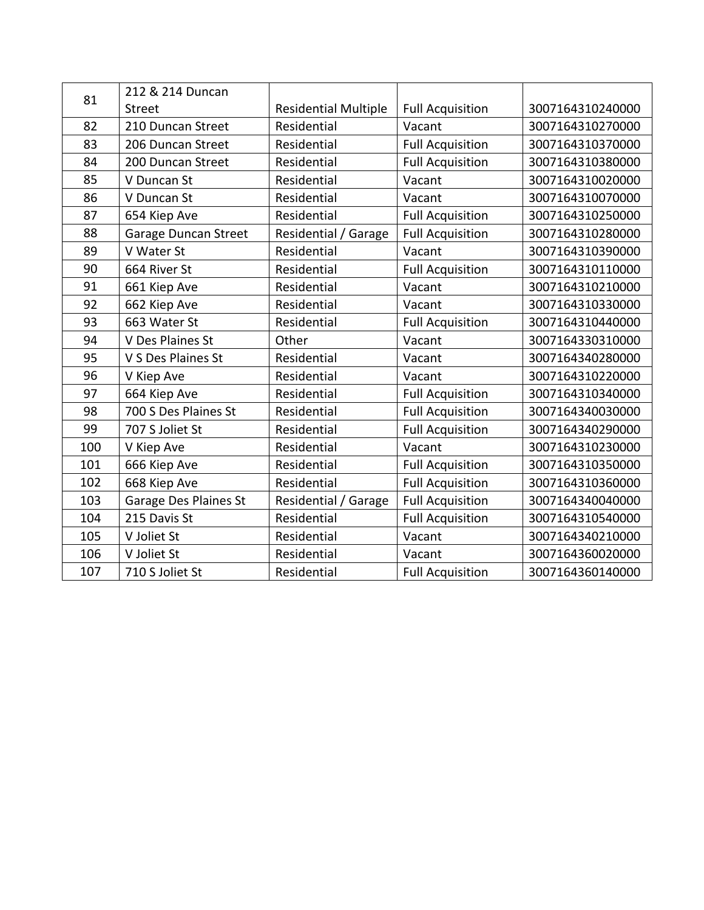| | | | | |
|---|---|---|---|---|
| 81 | 212 & 214 Duncan Street | Residential Multiple | Full Acquisition | 3007164310240000 |
| 82 | 210 Duncan Street | Residential | Vacant | 3007164310270000 |
| 83 | 206 Duncan Street | Residential | Full Acquisition | 3007164310370000 |
| 84 | 200 Duncan Street | Residential | Full Acquisition | 3007164310380000 |
| 85 | V Duncan St | Residential | Vacant | 3007164310020000 |
| 86 | V Duncan St | Residential | Vacant | 3007164310070000 |
| 87 | 654 Kiep Ave | Residential | Full Acquisition | 3007164310250000 |
| 88 | Garage Duncan Street | Residential / Garage | Full Acquisition | 3007164310280000 |
| 89 | V Water St | Residential | Vacant | 3007164310390000 |
| 90 | 664 River St | Residential | Full Acquisition | 3007164310110000 |
| 91 | 661 Kiep Ave | Residential | Vacant | 3007164310210000 |
| 92 | 662 Kiep Ave | Residential | Vacant | 3007164310330000 |
| 93 | 663 Water St | Residential | Full Acquisition | 3007164310440000 |
| 94 | V Des Plaines St | Other | Vacant | 3007164330310000 |
| 95 | V S Des Plaines St | Residential | Vacant | 3007164340280000 |
| 96 | V Kiep Ave | Residential | Vacant | 3007164310220000 |
| 97 | 664 Kiep Ave | Residential | Full Acquisition | 3007164310340000 |
| 98 | 700 S Des Plaines St | Residential | Full Acquisition | 3007164340030000 |
| 99 | 707 S Joliet St | Residential | Full Acquisition | 3007164340290000 |
| 100 | V Kiep Ave | Residential | Vacant | 3007164310230000 |
| 101 | 666 Kiep Ave | Residential | Full Acquisition | 3007164310350000 |
| 102 | 668 Kiep Ave | Residential | Full Acquisition | 3007164310360000 |
| 103 | Garage Des Plaines St | Residential / Garage | Full Acquisition | 3007164340040000 |
| 104 | 215 Davis St | Residential | Full Acquisition | 3007164310540000 |
| 105 | V Joliet St | Residential | Vacant | 3007164340210000 |
| 106 | V Joliet St | Residential | Vacant | 3007164360020000 |
| 107 | 710 S Joliet St | Residential | Full Acquisition | 3007164360140000 |